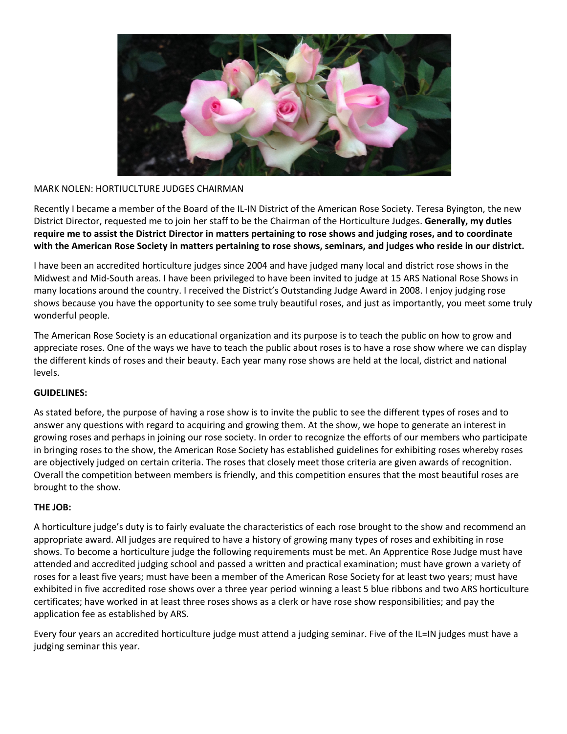MARK NOLEN: HORTIUCLTURE JUDGES CHAIRMAN

Recently I became a member of the Board of the IL-IN District of the American Rose Society. Teresa Byington, the new District Director, requested me to join her staff to be the Chairman of the Horticulture Judges. **Generally, my duties require me to assist the District Director in matters pertaining to rose shows and judging roses, and to coordinate with the American Rose Society in matters pertaining to rose shows, seminars, and judges who reside in our district.**

I have been an accredited horticulture judges since 2004 and have judged many local and district rose shows in the Midwest and Mid-South areas. I have been privileged to have been invited to judge at 15 ARS National Rose Shows in many locations around the country. I received the District's Outstanding Judge Award in 2008. I enjoy judging rose shows because you have the opportunity to see some truly beautiful roses, and just as importantly, you meet some truly wonderful people.

The American Rose Society is an educational organization and its purpose is to teach the public on how to grow and appreciate roses. One of the ways we have to teach the public about roses is to have a rose show where we can display the different kinds of roses and their beauty. Each year many rose shows are held at the local, district and national levels.

**GUIDELINES:**

As stated before, the purpose of having a rose show is to invite the public to see the different types of roses and to answer any questions with regard to acquiring and growing them. At the show, we hope to generate an interest in growing roses and perhaps in joining our rose society. In order to recognize the efforts of our members who participate in bringing roses to the show, the American Rose Society has established guidelines for exhibiting roses whereby roses are objectively judged on certain criteria. The roses that closely meet those criteria are given awards of recognition. Overall the competition between members is friendly, and this competition ensures that the most beautiful roses are brought to the show.

**THE JOB:**

A horticulture judge's duty is to fairly evaluate the characteristics of each rose brought to the show and recommend an appropriate award. All judges are required to have a history of growing many types of roses and exhibiting in rose shows. To become a horticulture judge the following requirements must be met. An Apprentice Rose Judge must have attended and accredited judging school and passed a written and practical examination; must have grown a variety of roses for a least five years; must have been a member of the American Rose Society for at least two years; must have exhibited in five accredited rose shows over a three year period winning a least 5 blue ribbons and two ARS horticulture certificates; have worked in at least three roses shows as a clerk or have rose show responsibilities; and pay the application fee as established by ARS.

Every four years an accredited horticulture judge must attend a judging seminar. Five of the IL=IN judges must have a judging seminar this year.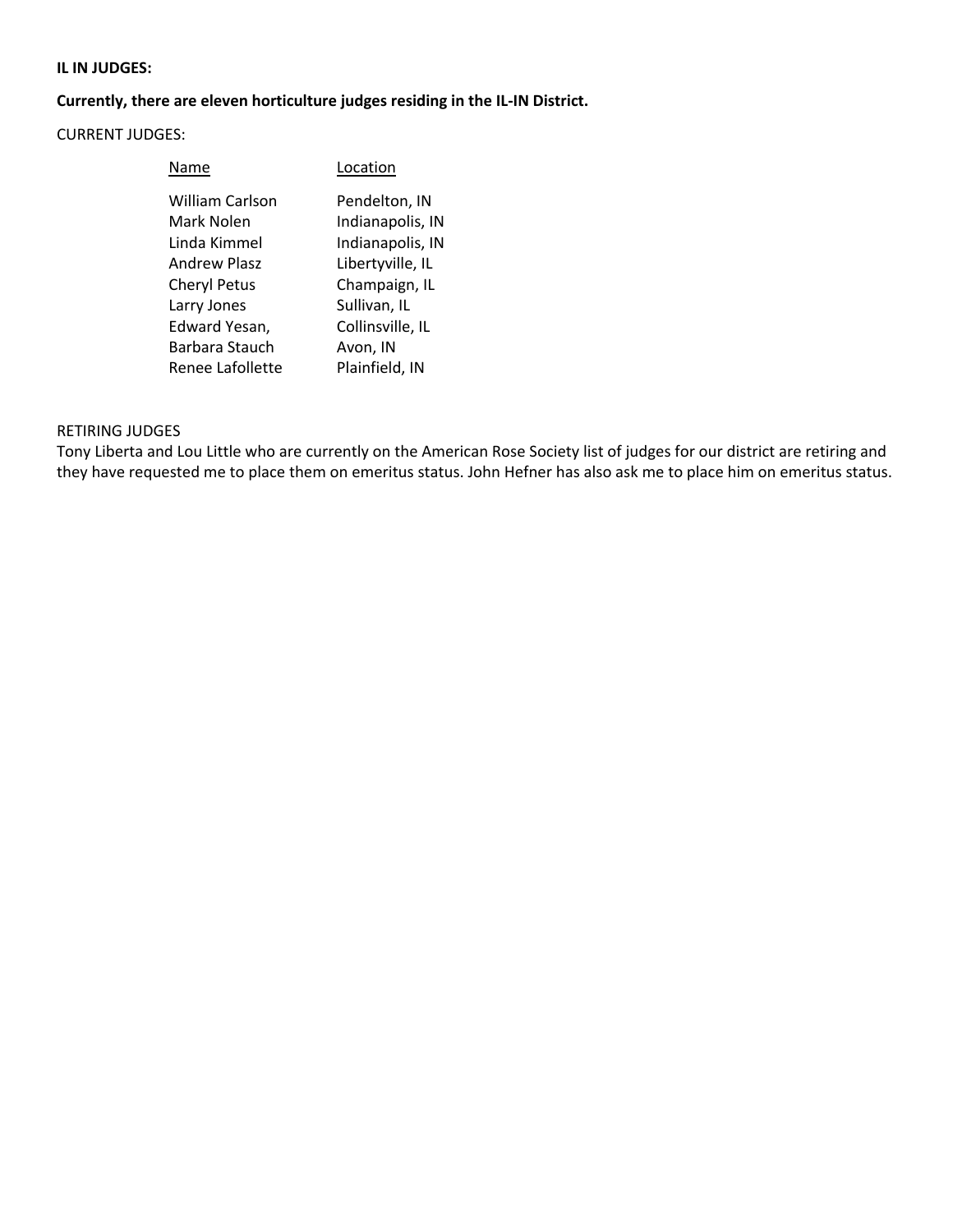**IL IN JUDGES:**

**Currently, there are eleven horticulture judges residing in the IL-IN District.**

CURRENT JUDGES:

| Name | Location |
|---|---|
| William Carlson | Pendelton, IN |
| Mark Nolen | Indianapolis, IN |
| Linda Kimmel | Indianapolis, IN |
| Andrew Plasz | Libertyville, IL |
| Cheryl Petus | Champaign, IL |
| Larry Jones | Sullivan, IL |
| Edward Yesan, | Collinsville, IL |
| Barbara Stauch | Avon, IN |
| Renee Lafollette | Plainfield, IN |

RETIRING JUDGES

Tony Liberta and Lou Little who are currently on the American Rose Society list of judges for our district are retiring and they have requested me to place them on emeritus status. John Hefner has also ask me to place him on emeritus status.